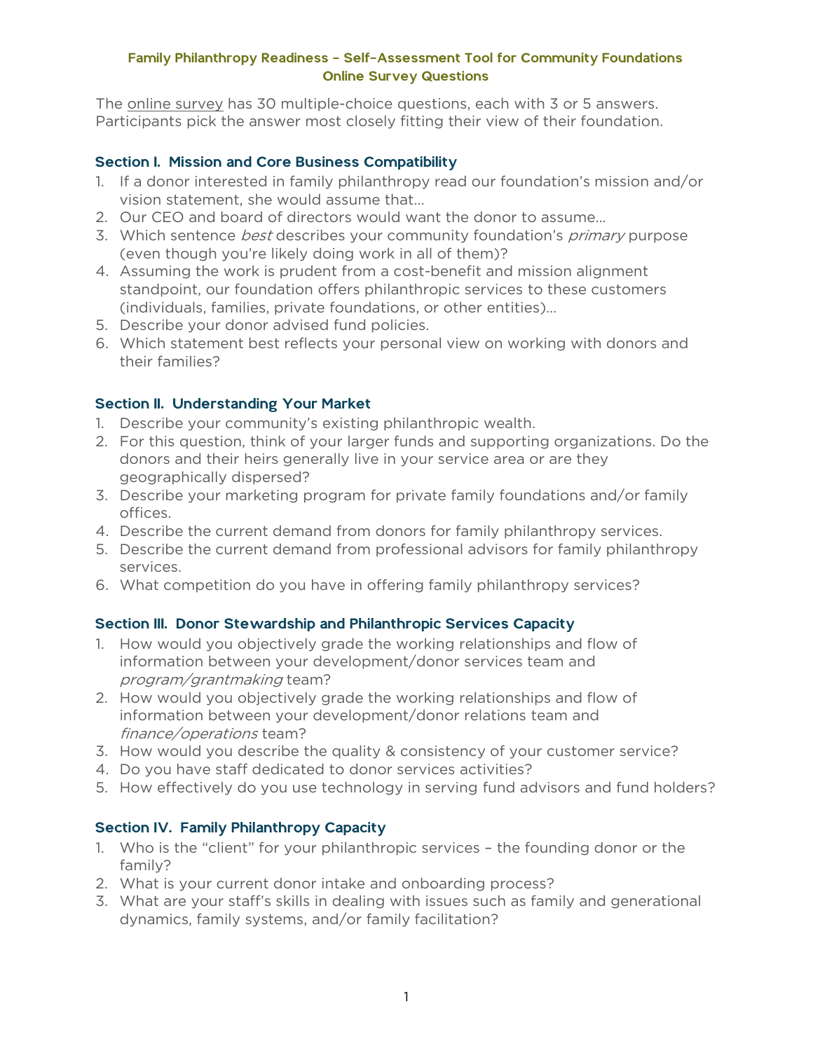**Family Philanthropy Readiness – Self-Assessment Tool for Community Foundations**
**Online Survey Questions**

The online survey has 30 multiple-choice questions, each with 3 or 5 answers. Participants pick the answer most closely fitting their view of their foundation.

### Section I. Mission and Core Business Compatibility

1. If a donor interested in family philanthropy read our foundation's mission and/or vision statement, she would assume that…
2. Our CEO and board of directors would want the donor to assume…
3. Which sentence *best* describes your community foundation's *primary* purpose (even though you're likely doing work in all of them)?
4. Assuming the work is prudent from a cost-benefit and mission alignment standpoint, our foundation offers philanthropic services to these customers (individuals, families, private foundations, or other entities)…
5. Describe your donor advised fund policies.
6. Which statement best reflects your personal view on working with donors and their families?

### Section II. Understanding Your Market

1. Describe your community's existing philanthropic wealth.
2. For this question, think of your larger funds and supporting organizations. Do the donors and their heirs generally live in your service area or are they geographically dispersed?
3. Describe your marketing program for private family foundations and/or family offices.
4. Describe the current demand from donors for family philanthropy services.
5. Describe the current demand from professional advisors for family philanthropy services.
6. What competition do you have in offering family philanthropy services?

### Section III. Donor Stewardship and Philanthropic Services Capacity

1. How would you objectively grade the working relationships and flow of information between your development/donor services team and *program/grantmaking* team?
2. How would you objectively grade the working relationships and flow of information between your development/donor relations team and *finance/operations* team?
3. How would you describe the quality & consistency of your customer service?
4. Do you have staff dedicated to donor services activities?
5. How effectively do you use technology in serving fund advisors and fund holders?

### Section IV. Family Philanthropy Capacity

1. Who is the "client" for your philanthropic services – the founding donor or the family?
2. What is your current donor intake and onboarding process?
3. What are your staff's skills in dealing with issues such as family and generational dynamics, family systems, and/or family facilitation?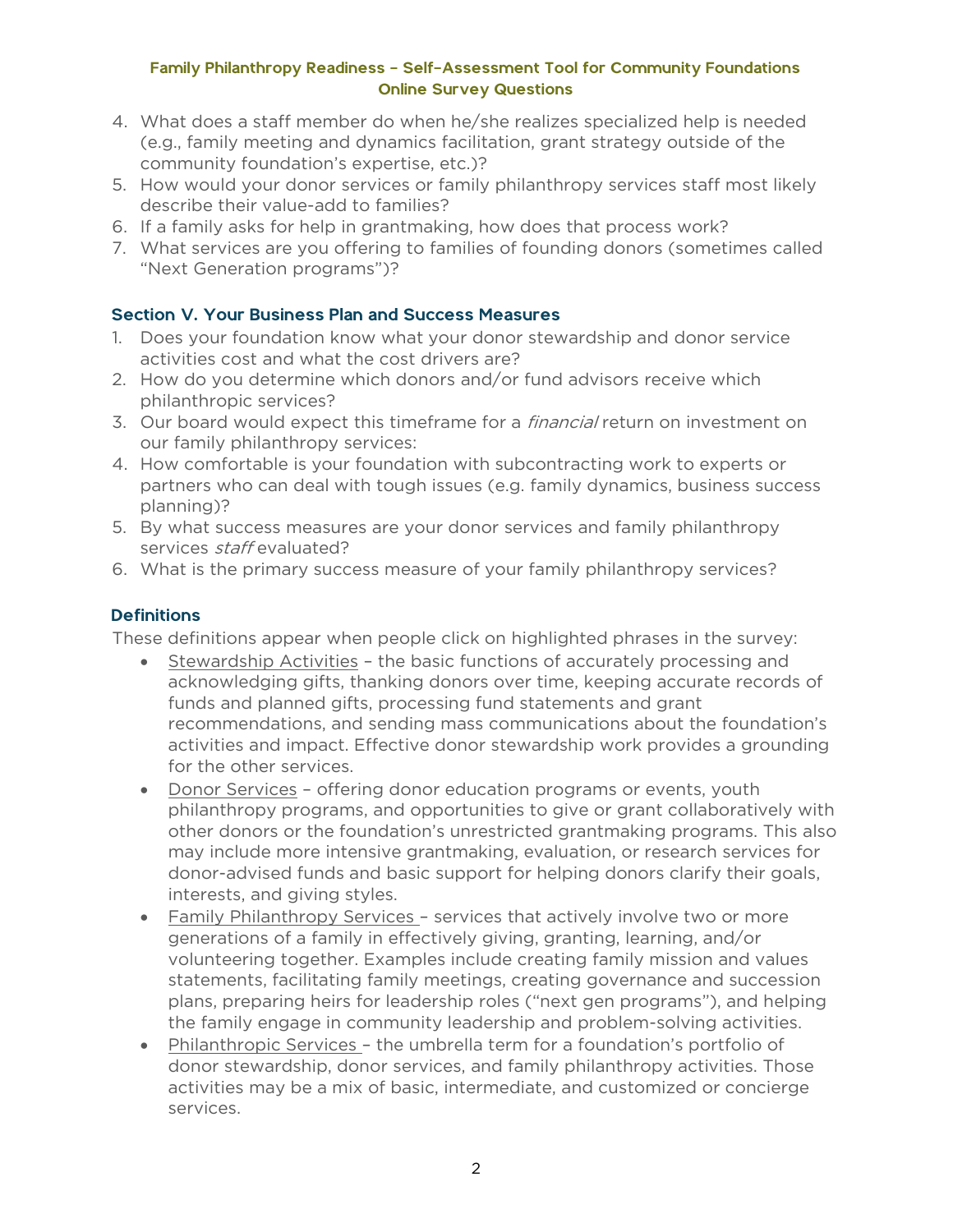4. What does a staff member do when he/she realizes specialized help is needed (e.g., family meeting and dynamics facilitation, grant strategy outside of the community foundation's expertise, etc.)?
5. How would your donor services or family philanthropy services staff most likely describe their value-add to families?
6. If a family asks for help in grantmaking, how does that process work?
7. What services are you offering to families of founding donors (sometimes called "Next Generation programs")?

### Section V. Your Business Plan and Success Measures

1. Does your foundation know what your donor stewardship and donor service activities cost and what the cost drivers are?
2. How do you determine which donors and/or fund advisors receive which philanthropic services?
3. Our board would expect this timeframe for a *financial* return on investment on our family philanthropy services:
4. How comfortable is your foundation with subcontracting work to experts or partners who can deal with tough issues (e.g. family dynamics, business success planning)?
5. By what success measures are your donor services and family philanthropy services *staff* evaluated?
6. What is the primary success measure of your family philanthropy services?

### Definitions

These definitions appear when people click on highlighted phrases in the survey:

- Stewardship Activities – the basic functions of accurately processing and acknowledging gifts, thanking donors over time, keeping accurate records of funds and planned gifts, processing fund statements and grant recommendations, and sending mass communications about the foundation's activities and impact. Effective donor stewardship work provides a grounding for the other services.
- Donor Services – offering donor education programs or events, youth philanthropy programs, and opportunities to give or grant collaboratively with other donors or the foundation's unrestricted grantmaking programs. This also may include more intensive grantmaking, evaluation, or research services for donor-advised funds and basic support for helping donors clarify their goals, interests, and giving styles.
- Family Philanthropy Services – services that actively involve two or more generations of a family in effectively giving, granting, learning, and/or volunteering together. Examples include creating family mission and values statements, facilitating family meetings, creating governance and succession plans, preparing heirs for leadership roles ("next gen programs"), and helping the family engage in community leadership and problem-solving activities.
- Philanthropic Services – the umbrella term for a foundation's portfolio of donor stewardship, donor services, and family philanthropy activities. Those activities may be a mix of basic, intermediate, and customized or concierge services.